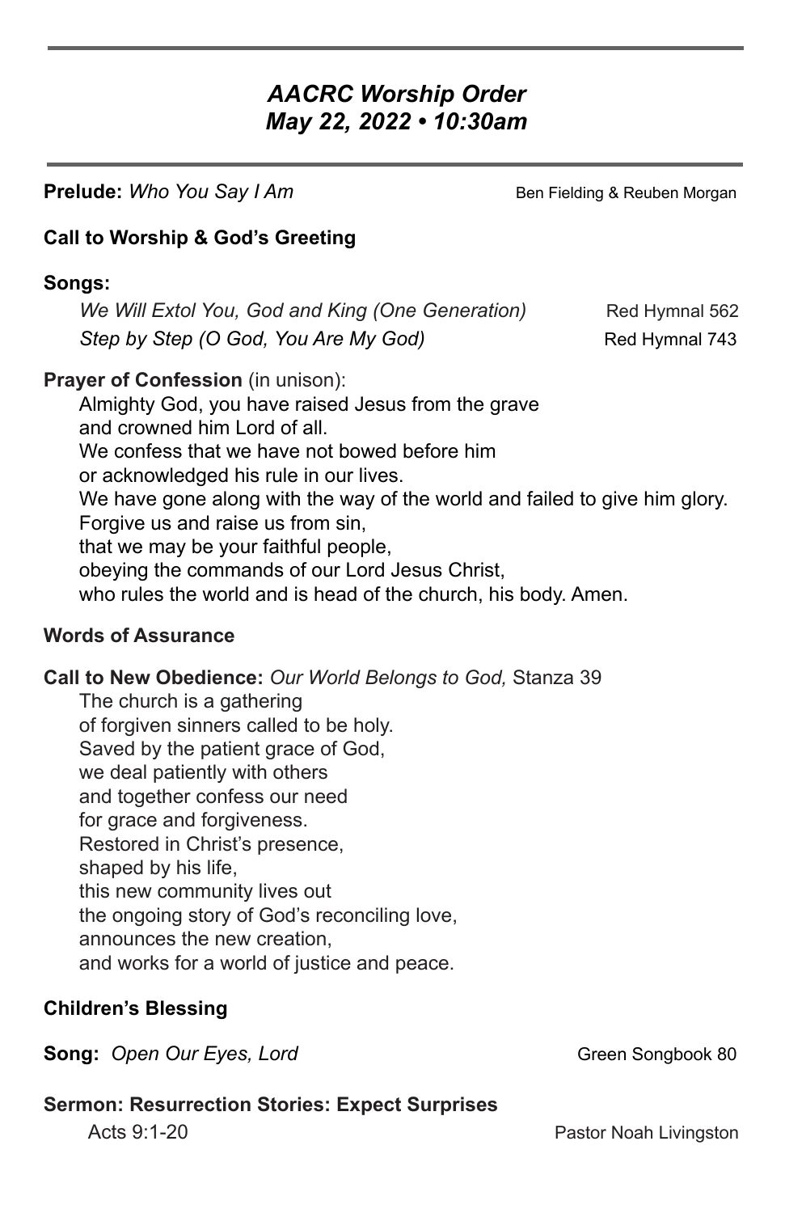# *AACRC Worship Order*
# *May 22, 2022 • 10:30am*

**Prelude:** *Who You Say I Am* — Ben Fielding & Reuben Morgan

**Call to Worship & God's Greeting**

**Songs:**

*We Will Extol You, God and King (One Generation)* — Red Hymnal 562
*Step by Step (O God, You Are My God)* — Red Hymnal 743

**Prayer of Confession** (in unison):

Almighty God, you have raised Jesus from the grave
and crowned him Lord of all.
We confess that we have not bowed before him
or acknowledged his rule in our lives.
We have gone along with the way of the world and failed to give him glory.
Forgive us and raise us from sin,
that we may be your faithful people,
obeying the commands of our Lord Jesus Christ,
who rules the world and is head of the church, his body. Amen.

**Words of Assurance**

**Call to New Obedience:** *Our World Belongs to God,* Stanza 39

The church is a gathering
of forgiven sinners called to be holy.
Saved by the patient grace of God,
we deal patiently with others
and together confess our need
for grace and forgiveness.
Restored in Christ's presence,
shaped by his life,
this new community lives out
the ongoing story of God's reconciling love,
announces the new creation,
and works for a world of justice and peace.

**Children's Blessing**

**Song:** *Open Our Eyes, Lord* — Green Songbook 80

**Sermon: Resurrection Stories: Expect Surprises**

Acts 9:1-20 — Pastor Noah Livingston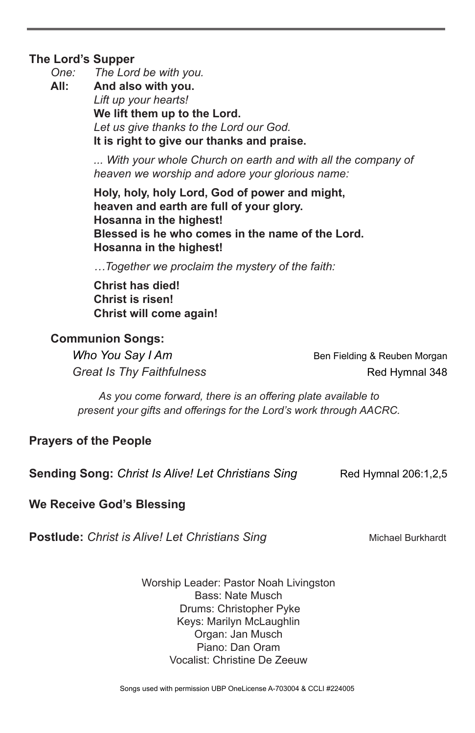**The Lord's Supper**

*One:* *The Lord be with you.*
**All:** **And also with you.**
*Lift up your hearts!*
**We lift them up to the Lord.**
*Let us give thanks to the Lord our God.*
**It is right to give our thanks and praise.**

*... With your whole Church on earth and with all the company of heaven we worship and adore your glorious name:*

**Holy, holy, holy Lord, God of power and might,**
**heaven and earth are full of your glory.**
**Hosanna in the highest!**
**Blessed is he who comes in the name of the Lord.**
**Hosanna in the highest!**

*…Together we proclaim the mystery of the faith:*

**Christ has died!**
**Christ is risen!**
**Christ will come again!**

**Communion Songs:**

*Who You Say I Am* — Ben Fielding & Reuben Morgan
*Great Is Thy Faithfulness* — Red Hymnal 348

*As you come forward, there is an offering plate available to present your gifts and offerings for the Lord's work through AACRC.*

**Prayers of the People**

**Sending Song:** *Christ Is Alive! Let Christians Sing* — Red Hymnal 206:1,2,5

**We Receive God's Blessing**

**Postlude:** *Christ is Alive! Let Christians Sing* — Michael Burkhardt

Worship Leader: Pastor Noah Livingston
Bass: Nate Musch
Drums: Christopher Pyke
Keys: Marilyn McLaughlin
Organ: Jan Musch
Piano: Dan Oram
Vocalist: Christine De Zeeuw

Songs used with permission UBP OneLicense A-703004 & CCLI #224005